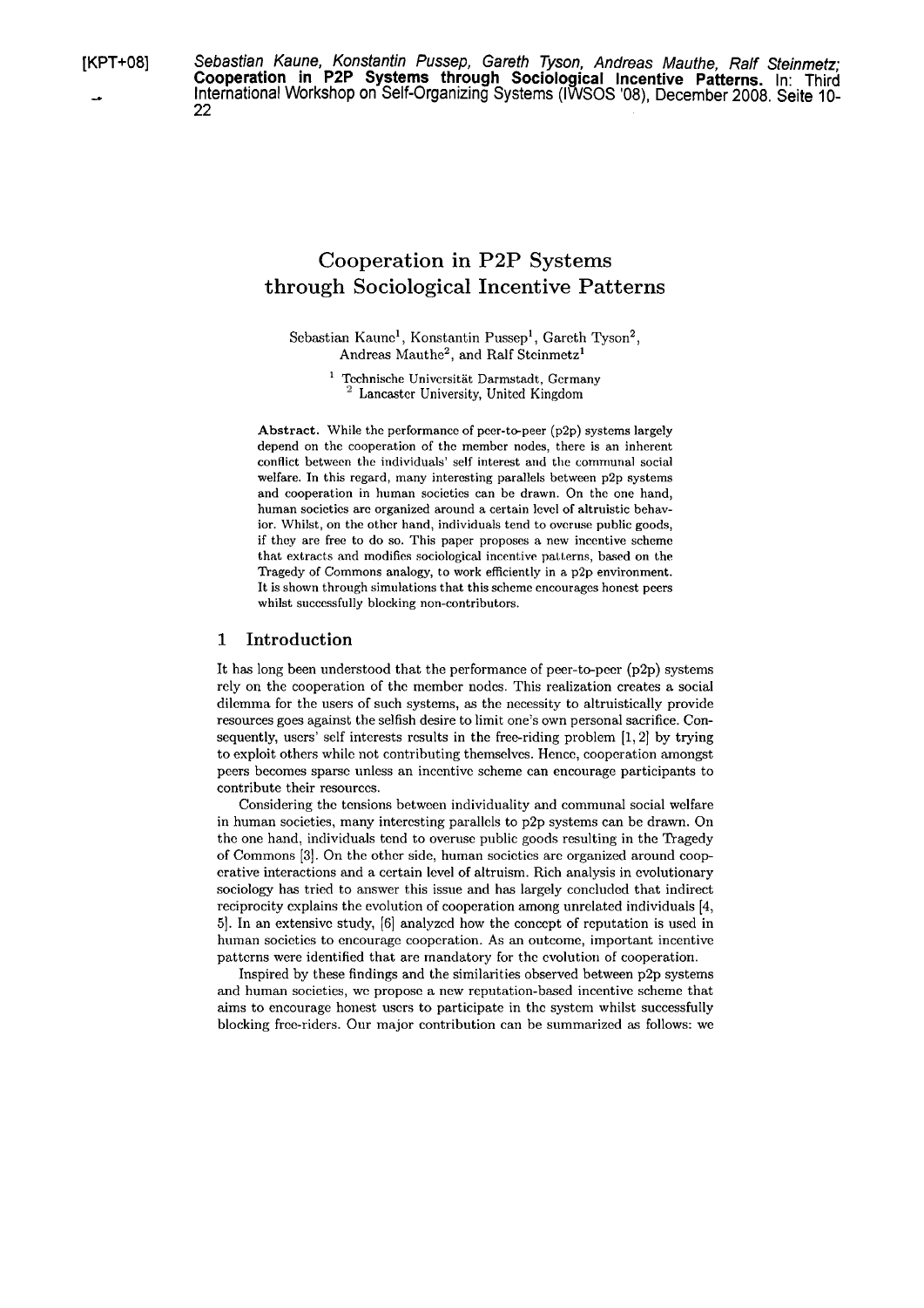[KPT+08] *Sebastian Kaune, Konstantin Pussep, Gareth Tyson, Andreas Mauthe, Ralf Steinmetz;* **Cooperation in P2P Systems through Sociological Incentive Patterns.** In: Third International Workshop on Self-Organizing Systems (IWSOS '08), December 2008. Seite 10-22

# Cooperation in P2P Systems through Sociological Incentive Patterns

Sebastian Kaune[1], Konstantin Pussep[1], Gareth Tyson[2], Andreas Mauthe[2], and Ralf Steinmetz[1]

[1] Technische Universität Darmstadt, Germany
[2] Lancaster University, United Kingdom

**Abstract.** While the performance of peer-to-peer (p2p) systems largely depend on the cooperation of the member nodes, there is an inherent conflict between the individuals' self interest and the communal social welfare. In this regard, many interesting parallels between p2p systems and cooperation in human societies can be drawn. On the one hand, human societies are organized around a certain level of altruistic behavior. Whilst, on the other hand, individuals tend to overuse public goods, if they are free to do so. This paper proposes a new incentive scheme that extracts and modifies sociological incentive patterns, based on the Tragedy of Commons analogy, to work efficiently in a p2p environment. It is shown through simulations that this scheme encourages honest peers whilst successfully blocking non-contributors.

## 1 Introduction

It has long been understood that the performance of peer-to-peer (p2p) systems rely on the cooperation of the member nodes. This realization creates a social dilemma for the users of such systems, as the necessity to altruistically provide resources goes against the selfish desire to limit one's own personal sacrifice. Consequently, users' self interests results in the free-riding problem [1, 2] by trying to exploit others while not contributing themselves. Hence, cooperation amongst peers becomes sparse unless an incentive scheme can encourage participants to contribute their resources.

Considering the tensions between individuality and communal social welfare in human societies, many interesting parallels to p2p systems can be drawn. On the one hand, individuals tend to overuse public goods resulting in the Tragedy of Commons [3]. On the other side, human societies are organized around cooperative interactions and a certain level of altruism. Rich analysis in evolutionary sociology has tried to answer this issue and has largely concluded that indirect reciprocity explains the evolution of cooperation among unrelated individuals [4, 5]. In an extensive study, [6] analyzed how the concept of reputation is used in human societies to encourage cooperation. As an outcome, important incentive patterns were identified that are mandatory for the evolution of cooperation.

Inspired by these findings and the similarities observed between p2p systems and human societies, we propose a new reputation-based incentive scheme that aims to encourage honest users to participate in the system whilst successfully blocking free-riders. Our major contribution can be summarized as follows: we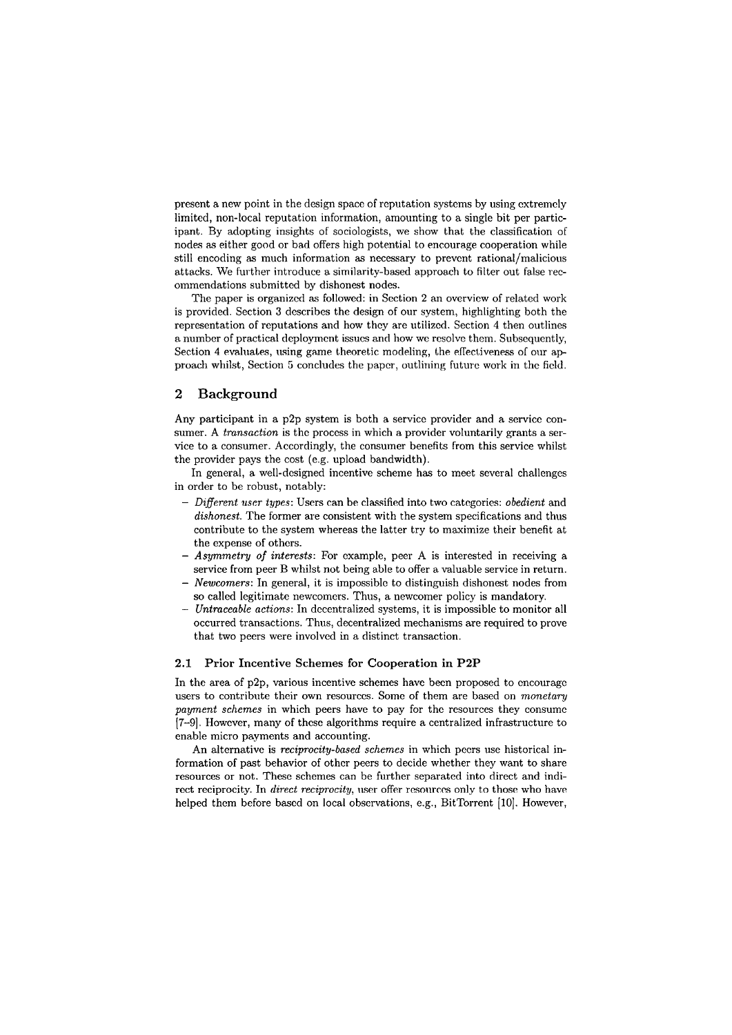present a new point in the design space of reputation systems by using extremely limited, non-local reputation information, amounting to a single bit per participant. By adopting insights of sociologists, we show that the classification of nodes as either good or bad offers high potential to encourage cooperation while still encoding as much information as necessary to prevent rational/malicious attacks. We further introduce a similarity-based approach to filter out false recommendations submitted by dishonest nodes.

The paper is organized as followed: in Section 2 an overview of related work is provided. Section 3 describes the design of our system, highlighting both the representation of reputations and how they are utilized. Section 4 then outlines a number of practical deployment issues and how we resolve them. Subsequently, Section 4 evaluates, using game theoretic modeling, the effectiveness of our approach whilst, Section 5 concludes the paper, outlining future work in the field.

## 2 Background

Any participant in a p2p system is both a service provider and a service consumer. A *transaction* is the process in which a provider voluntarily grants a service to a consumer. Accordingly, the consumer benefits from this service whilst the provider pays the cost (e.g. upload bandwidth).

In general, a well-designed incentive scheme has to meet several challenges in order to be robust, notably:

- *Different user types*: Users can be classified into two categories: *obedient* and *dishonest*. The former are consistent with the system specifications and thus contribute to the system whereas the latter try to maximize their benefit at the expense of others.
- *Asymmetry of interests*: For example, peer A is interested in receiving a service from peer B whilst not being able to offer a valuable service in return.
- *Newcomers*: In general, it is impossible to distinguish dishonest nodes from so called legitimate newcomers. Thus, a newcomer policy is mandatory.
- *Untraceable actions*: In decentralized systems, it is impossible to monitor all occurred transactions. Thus, decentralized mechanisms are required to prove that two peers were involved in a distinct transaction.

### 2.1 Prior Incentive Schemes for Cooperation in P2P

In the area of p2p, various incentive schemes have been proposed to encourage users to contribute their own resources. Some of them are based on *monetary payment schemes* in which peers have to pay for the resources they consume [7–9]. However, many of these algorithms require a centralized infrastructure to enable micro payments and accounting.

An alternative is *reciprocity-based schemes* in which peers use historical information of past behavior of other peers to decide whether they want to share resources or not. These schemes can be further separated into direct and indirect reciprocity. In *direct reciprocity*, user offer resources only to those who have helped them before based on local observations, e.g., BitTorrent [10]. However,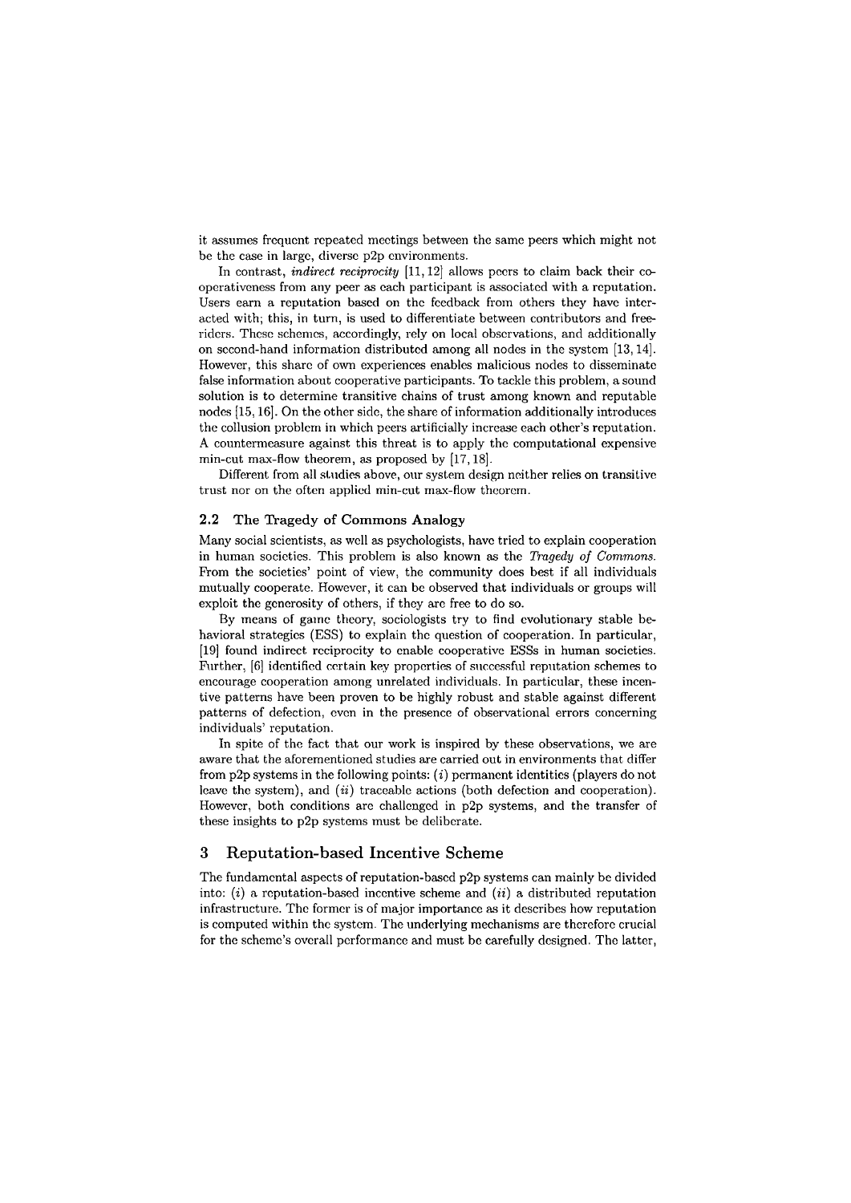it assumes frequent repeated meetings between the same peers which might not be the case in large, diverse p2p environments.

In contrast, *indirect reciprocity* [11, 12] allows peers to claim back their cooperativeness from any peer as each participant is associated with a reputation. Users earn a reputation based on the feedback from others they have interacted with; this, in turn, is used to differentiate between contributors and free-riders. These schemes, accordingly, rely on local observations, and additionally on second-hand information distributed among all nodes in the system [13, 14]. However, this share of own experiences enables malicious nodes to disseminate false information about cooperative participants. To tackle this problem, a sound solution is to determine transitive chains of trust among known and reputable nodes [15, 16]. On the other side, the share of information additionally introduces the collusion problem in which peers artificially increase each other's reputation. A countermeasure against this threat is to apply the computational expensive min-cut max-flow theorem, as proposed by [17, 18].

Different from all studies above, our system design neither relies on transitive trust nor on the often applied min-cut max-flow theorem.

### 2.2 The Tragedy of Commons Analogy

Many social scientists, as well as psychologists, have tried to explain cooperation in human societies. This problem is also known as the *Tragedy of Commons.* From the societies' point of view, the community does best if all individuals mutually cooperate. However, it can be observed that individuals or groups will exploit the generosity of others, if they are free to do so.

By means of game theory, sociologists try to find evolutionary stable behavioral strategies (ESS) to explain the question of cooperation. In particular, [19] found indirect reciprocity to enable cooperative ESSs in human societies. Further, [6] identified certain key properties of successful reputation schemes to encourage cooperation among unrelated individuals. In particular, these incentive patterns have been proven to be highly robust and stable against different patterns of defection, even in the presence of observational errors concerning individuals' reputation.

In spite of the fact that our work is inspired by these observations, we are aware that the aforementioned studies are carried out in environments that differ from p2p systems in the following points: (*i*) permanent identities (players do not leave the system), and (*ii*) traceable actions (both defection and cooperation). However, both conditions are challenged in p2p systems, and the transfer of these insights to p2p systems must be deliberate.

## 3 Reputation-based Incentive Scheme

The fundamental aspects of reputation-based p2p systems can mainly be divided into: (*i*) a reputation-based incentive scheme and (*ii*) a distributed reputation infrastructure. The former is of major importance as it describes how reputation is computed within the system. The underlying mechanisms are therefore crucial for the scheme's overall performance and must be carefully designed. The latter,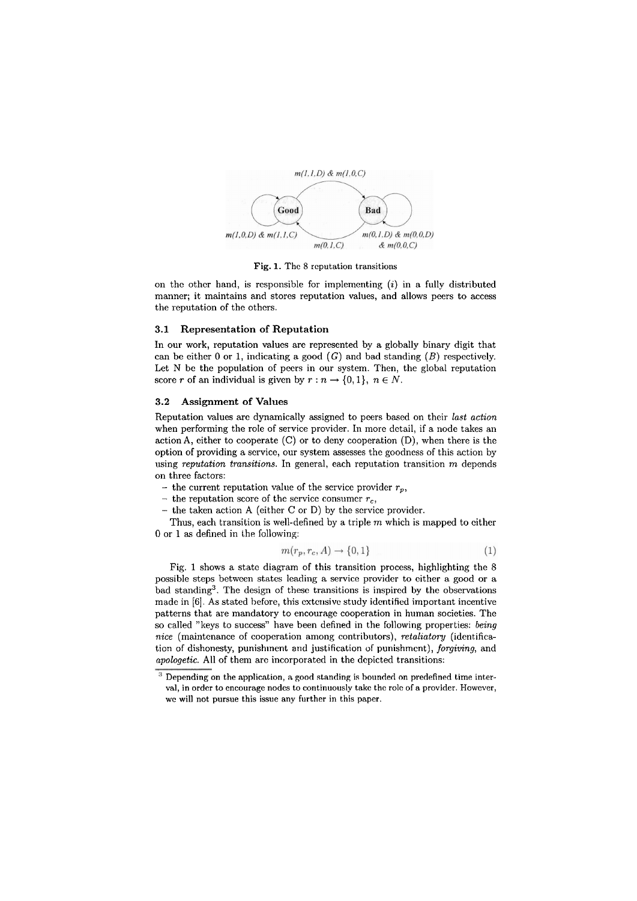m(1,1,D) & m(1,0,C)

Good

Bad

m(1,0,D) & m(1,1,C)

m(0,1,C)

m(0,1,D) & m(0,0,D) & m(0,0,C)

**Fig. 1.** The 8 reputation transitions

on the other hand, is responsible for implementing (*i*) in a fully distributed manner; it maintains and stores reputation values, and allows peers to access the reputation of the others.

### 3.1 Representation of Reputation

In our work, reputation values are represented by a globally binary digit that can be either 0 or 1, indicating a good ($G$) and bad standing ($B$) respectively. Let N be the population of peers in our system. Then, the global reputation score $r$ of an individual is given by $r : n \rightarrow \{0, 1\},\ n \in N$.

### 3.2 Assignment of Values

Reputation values are dynamically assigned to peers based on their *last action* when performing the role of service provider. In more detail, if a node takes an action A, either to cooperate (C) or to deny cooperation (D), when there is the option of providing a service, our system assesses the goodness of this action by using *reputation transitions*. In general, each reputation transition $m$ depends on three factors:

- the current reputation value of the service provider $r_p$,
- the reputation score of the service consumer $r_c$,
- the taken action A (either C or D) by the service provider.

Thus, each transition is well-defined by a triple $m$ which is mapped to either 0 or 1 as defined in the following:

$$m(r_p, r_c, A) \rightarrow \{0, 1\} \tag{1}$$

Fig. 1 shows a state diagram of this transition process, highlighting the 8 possible steps between states leading a service provider to either a good or a bad standing[3]. The design of these transitions is inspired by the observations made in [6]. As stated before, this extensive study identified important incentive patterns that are mandatory to encourage cooperation in human societies. The so called "keys to success" have been defined in the following properties: *being nice* (maintenance of cooperation among contributors), *retaliatory* (identification of dishonesty, punishment and justification of punishment), *forgiving*, and *apologetic*. All of them are incorporated in the depicted transitions:

[3] Depending on the application, a good standing is bounded on predefined time interval, in order to encourage nodes to continuously take the role of a provider. However, we will not pursue this issue any further in this paper.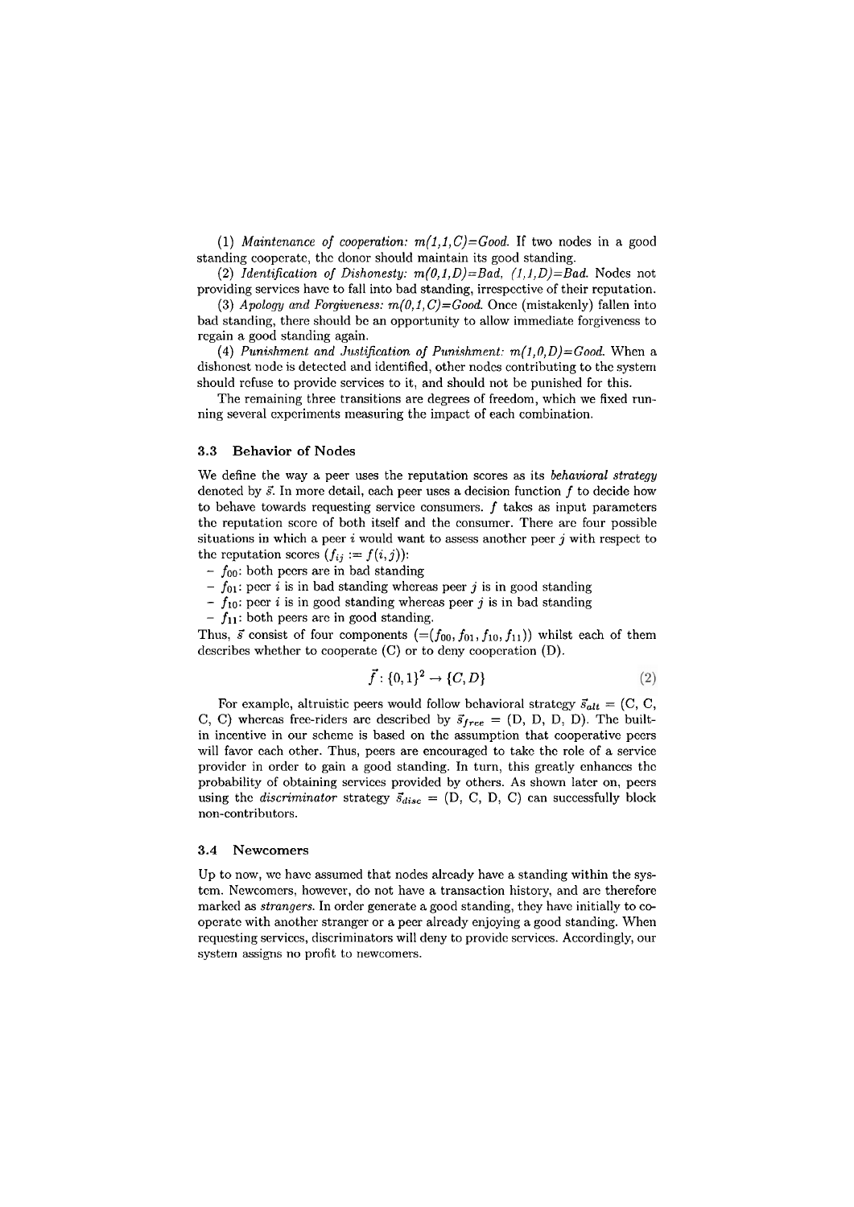(1) *Maintenance of cooperation: m(1,1,C)=Good.* If two nodes in a good standing cooperate, the donor should maintain its good standing.

(2) *Identification of Dishonesty: m(0,1,D)=Bad, (1,1,D)=Bad.* Nodes not providing services have to fall into bad standing, irrespective of their reputation.

(3) *Apology and Forgiveness: m(0,1,C)=Good.* Once (mistakenly) fallen into bad standing, there should be an opportunity to allow immediate forgiveness to regain a good standing again.

(4) *Punishment and Justification of Punishment: m(1,0,D)=Good.* When a dishonest node is detected and identified, other nodes contributing to the system should refuse to provide services to it, and should not be punished for this.

The remaining three transitions are degrees of freedom, which we fixed running several experiments measuring the impact of each combination.

### 3.3 Behavior of Nodes

We define the way a peer uses the reputation scores as its *behavioral strategy* denoted by $\vec{s}$. In more detail, each peer uses a decision function $f$ to decide how to behave towards requesting service consumers. $f$ takes as input parameters the reputation score of both itself and the consumer. There are four possible situations in which a peer $i$ would want to assess another peer $j$ with respect to the reputation scores ($f_{ij} := f(i,j)$):

- $f_{00}$: both peers are in bad standing
- $f_{01}$: peer $i$ is in bad standing whereas peer $j$ is in good standing
- $f_{10}$: peer $i$ is in good standing whereas peer $j$ is in bad standing
- $f_{11}$: both peers are in good standing.

Thus, $\vec{s}$ consist of four components ($=(f_{00}, f_{01}, f_{10}, f_{11})$) whilst each of them describes whether to cooperate (C) or to deny cooperation (D).

$$\vec{f} : \{0,1\}^2 \rightarrow \{C, D\} \tag{2}$$

For example, altruistic peers would follow behavioral strategy $\vec{s}_{alt}$ = (C, C, C, C) whereas free-riders are described by $\vec{s}_{free}$ = (D, D, D, D). The built-in incentive in our scheme is based on the assumption that cooperative peers will favor each other. Thus, peers are encouraged to take the role of a service provider in order to gain a good standing. In turn, this greatly enhances the probability of obtaining services provided by others. As shown later on, peers using the *discriminator* strategy $\vec{s}_{disc}$ = (D, C, D, C) can successfully block non-contributors.

### 3.4 Newcomers

Up to now, we have assumed that nodes already have a standing within the system. Newcomers, however, do not have a transaction history, and are therefore marked as *strangers*. In order generate a good standing, they have initially to cooperate with another stranger or a peer already enjoying a good standing. When requesting services, discriminators will deny to provide services. Accordingly, our system assigns no profit to newcomers.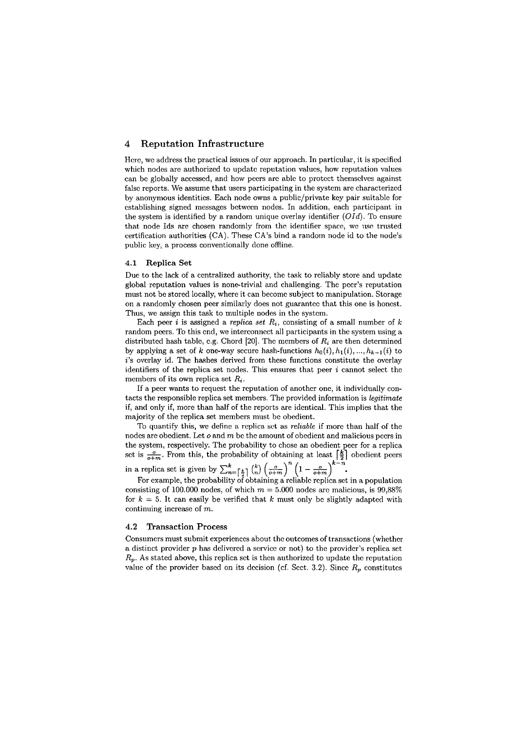## 4 Reputation Infrastructure

Here, we address the practical issues of our approach. In particular, it is specified which nodes are authorized to update reputation values, how reputation values can be globally accessed, and how peers are able to protect themselves against false reports. We assume that users participating in the system are characterized by anonymous identities. Each node owns a public/private key pair suitable for establishing signed messages between nodes. In addition, each participant in the system is identified by a random unique overlay identifier ($OId$). To ensure that node Ids are chosen randomly from the identifier space, we use trusted certification authorities (CA). These CA's bind a random node id to the node's public key, a process conventionally done offline.

### 4.1 Replica Set

Due to the lack of a centralized authority, the task to reliably store and update global reputation values is none-trivial and challenging. The peer's reputation must not be stored locally, where it can become subject to manipulation. Storage on a randomly chosen peer similarly does not guarantee that this one is honest. Thus, we assign this task to multiple nodes in the system.

Each peer $i$ is assigned a *replica set* $R_i$, consisting of a small number of $k$ random peers. To this end, we interconnect all participants in the system using a distributed hash table, e.g. Chord [20]. The members of $R_i$ are then determined by applying a set of $k$ one-way secure hash-functions $h_0(i), h_1(i), ..., h_{k-1}(i)$ to $i$'s overlay id. The hashes derived from these functions constitute the overlay identifiers of the replica set nodes. This ensures that peer $i$ cannot select the members of its own replica set $R_i$.

If a peer wants to request the reputation of another one, it individually contacts the responsible replica set members. The provided information is *legitimate* if, and only if, more than half of the reports are identical. This implies that the majority of the replica set members must be obedient.

To quantify this, we define a replica set as *reliable* if more than half of the nodes are obedient. Let $o$ and $m$ be the amount of obedient and malicious peers in the system, respectively. The probability to chose an obedient peer for a replica set is $\frac{o}{o+m}$. From this, the probability of obtaining at least $\lceil \frac{k}{2} \rceil$ obedient peers in a replica set is given by $\sum_{n=\lceil \frac{k}{2} \rceil}^{k} \binom{k}{n} \left(\frac{o}{o+m}\right)^n \left(1 - \frac{o}{o+m}\right)^{k-n}$.

For example, the probability of obtaining a reliable replica set in a population consisting of 100.000 nodes, of which $m = 5.000$ nodes are malicious, is 99,88% for $k = 5$. It can easily be verified that $k$ must only be slightly adapted with continuing increase of $m$.

### 4.2 Transaction Process

Consumers must submit experiences about the outcomes of transactions (whether a distinct provider $p$ has delivered a service or not) to the provider's replica set $R_p$. As stated above, this replica set is then authorized to update the reputation value of the provider based on its decision (cf. Sect. 3.2). Since $R_p$ constitutes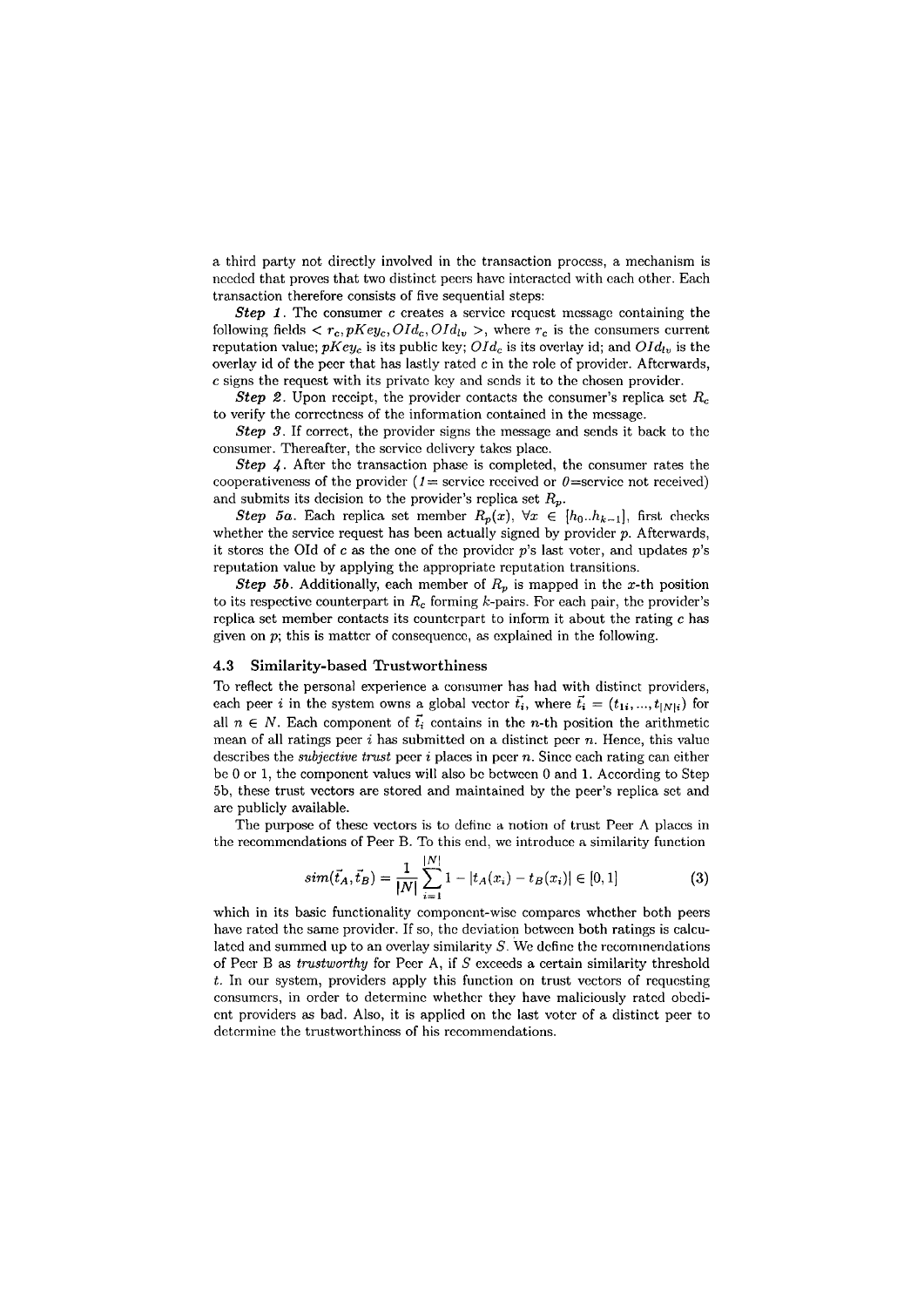a third party not directly involved in the transaction process, a mechanism is needed that proves that two distinct peers have interacted with each other. Each transaction therefore consists of five sequential steps:

***Step 1***. The consumer $c$ creates a service request message containing the following fields $< r_c, pKey_c, OId_c, OId_{lv} >$, where $r_c$ is the consumers current reputation value; $pKey_c$ is its public key; $OId_c$ is its overlay id; and $OId_{lv}$ is the overlay id of the peer that has lastly rated $c$ in the role of provider. Afterwards, $c$ signs the request with its private key and sends it to the chosen provider.

***Step 2***. Upon receipt, the provider contacts the consumer's replica set $R_c$ to verify the correctness of the information contained in the message.

***Step 3***. If correct, the provider signs the message and sends it back to the consumer. Thereafter, the service delivery takes place.

***Step 4***. After the transaction phase is completed, the consumer rates the cooperativeness of the provider (*1*= service received or *0*=service not received) and submits its decision to the provider's replica set $R_p$.

***Step 5a***. Each replica set member $R_p(x)$, $\forall x \in [h_0..h_{k-1}]$, first checks whether the service request has been actually signed by provider $p$. Afterwards, it stores the OId of $c$ as the one of the provider $p$'s last voter, and updates $p$'s reputation value by applying the appropriate reputation transitions.

***Step 5b***. Additionally, each member of $R_p$ is mapped in the $x$-th position to its respective counterpart in $R_c$ forming $k$-pairs. For each pair, the provider's replica set member contacts its counterpart to inform it about the rating $c$ has given on $p$; this is matter of consequence, as explained in the following.

### 4.3 Similarity-based Trustworthiness

To reflect the personal experience a consumer has had with distinct providers, each peer $i$ in the system owns a global vector $\vec{t_i}$, where $\vec{t_i} = (t_{1i}, ..., t_{|N|i})$ for all $n \in N$. Each component of $\vec{t_i}$ contains in the $n$-th position the arithmetic mean of all ratings peer $i$ has submitted on a distinct peer $n$. Hence, this value describes the *subjective trust* peer $i$ places in peer $n$. Since each rating can either be 0 or 1, the component values will also be between 0 and 1. According to Step 5b, these trust vectors are stored and maintained by the peer's replica set and are publicly available.

The purpose of these vectors is to define a notion of trust Peer A places in the recommendations of Peer B. To this end, we introduce a similarity function

$$sim(\vec{t_A}, \vec{t_B}) = \frac{1}{|N|} \sum_{i=1}^{|N|} 1 - |t_A(x_i) - t_B(x_i)| \in [0, 1] \tag{3}$$

which in its basic functionality component-wise compares whether both peers have rated the same provider. If so, the deviation between both ratings is calculated and summed up to an overlay similarity $S$. We define the recommendations of Peer B as *trustworthy* for Peer A, if $S$ exceeds a certain similarity threshold $t$. In our system, providers apply this function on trust vectors of requesting consumers, in order to determine whether they have maliciously rated obedient providers as bad. Also, it is applied on the last voter of a distinct peer to determine the trustworthiness of his recommendations.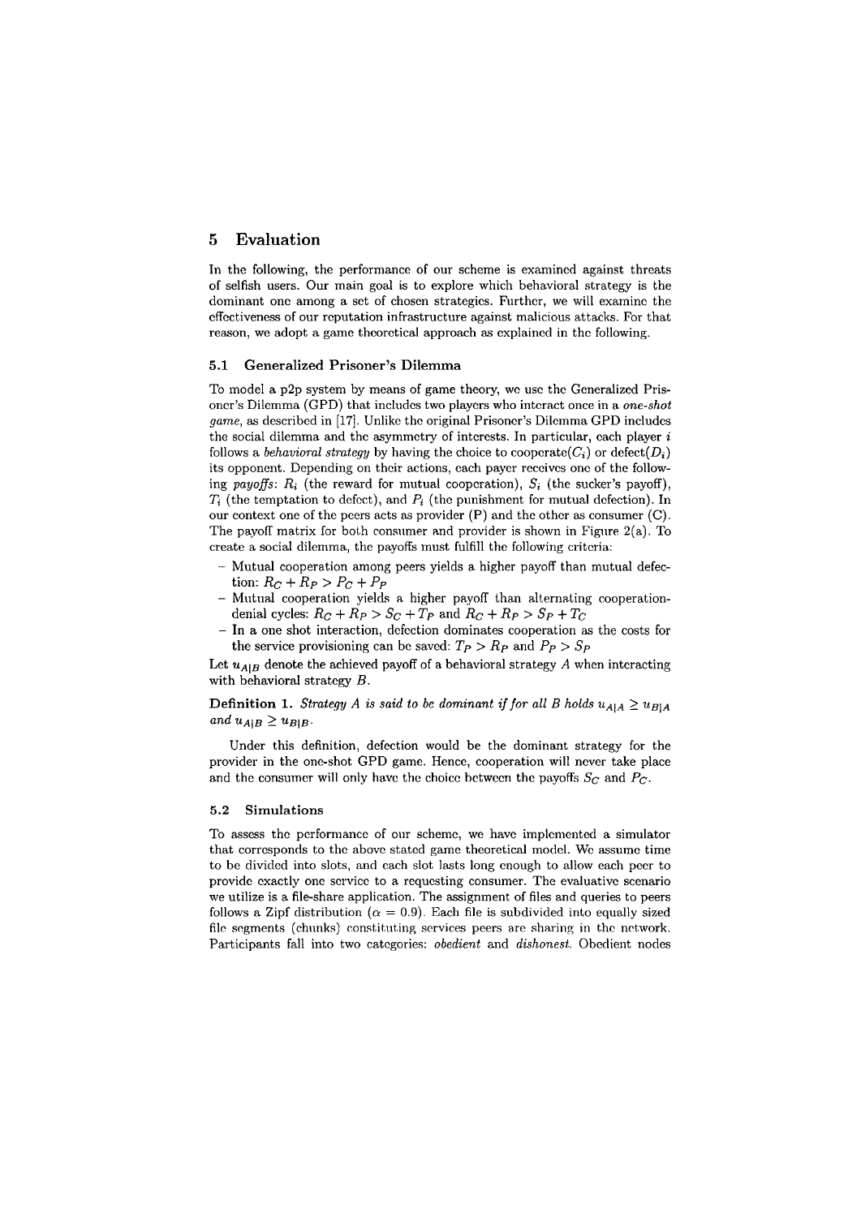## 5 Evaluation

In the following, the performance of our scheme is examined against threats of selfish users. Our main goal is to explore which behavioral strategy is the dominant one among a set of chosen strategies. Further, we will examine the effectiveness of our reputation infrastructure against malicious attacks. For that reason, we adopt a game theoretical approach as explained in the following.

### 5.1 Generalized Prisoner's Dilemma

To model a p2p system by means of game theory, we use the Generalized Prisoner's Dilemma (GPD) that includes two players who interact once in a *one-shot game*, as described in [17]. Unlike the original Prisoner's Dilemma GPD includes the social dilemma and the asymmetry of interests. In particular, each player $i$ follows a *behavioral strategy* by having the choice to cooperate($C_i$) or defect($D_i$) its opponent. Depending on their actions, each payer receives one of the following *payoffs*: $R_i$ (the reward for mutual cooperation), $S_i$ (the sucker's payoff), $T_i$ (the temptation to defect), and $P_i$ (the punishment for mutual defection). In our context one of the peers acts as provider (P) and the other as consumer (C). The payoff matrix for both consumer and provider is shown in Figure 2(a). To create a social dilemma, the payoffs must fulfill the following criteria:

- Mutual cooperation among peers yields a higher payoff than mutual defection: $R_C + R_P > P_C + P_P$
- Mutual cooperation yields a higher payoff than alternating cooperation-denial cycles: $R_C + R_P > S_C + T_P$ and $R_C + R_P > S_P + T_C$
- In a one shot interaction, defection dominates cooperation as the costs for the service provisioning can be saved: $T_P > R_P$ and $P_P > S_P$

Let $u_{A|B}$ denote the achieved payoff of a behavioral strategy $A$ when interacting with behavioral strategy $B$.

**Definition 1.** *Strategy $A$ is said to be dominant if for all $B$ holds $u_{A|A} \geq u_{B|A}$ and $u_{A|B} \geq u_{B|B}$.*

Under this definition, defection would be the dominant strategy for the provider in the one-shot GPD game. Hence, cooperation will never take place and the consumer will only have the choice between the payoffs $S_C$ and $P_C$.

### 5.2 Simulations

To assess the performance of our scheme, we have implemented a simulator that corresponds to the above stated game theoretical model. We assume time to be divided into slots, and each slot lasts long enough to allow each peer to provide exactly one service to a requesting consumer. The evaluative scenario we utilize is a file-share application. The assignment of files and queries to peers follows a Zipf distribution ($\alpha = 0.9$). Each file is subdivided into equally sized file segments (chunks) constituting services peers are sharing in the network. Participants fall into two categories: *obedient* and *dishonest*. Obedient nodes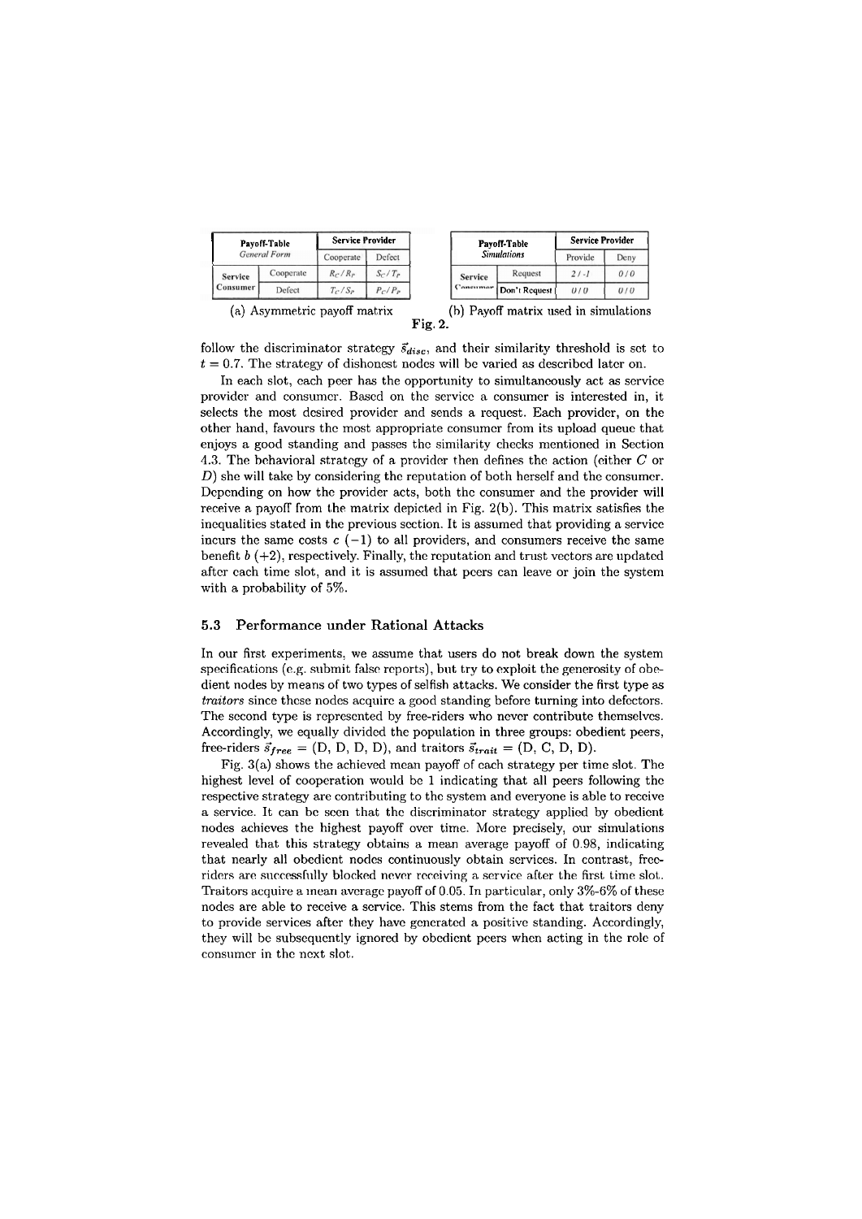| Payoff-Table *General Form* | | Service Provider | |
|---|---|---|---|
| | | Cooperate | Defect |
| Service Consumer | Cooperate | $R_C / R_P$ | $S_C / T_P$ |
| | Defect | $T_C / S_P$ | $P_C / P_P$ |

(a) Asymmetric payoff matrix

| Payoff-Table *Simulations* | | Service Provider | |
|---|---|---|---|
| | | Provide | Deny |
| Service Consumer | Request | *2 / -1* | *0 / 0* |
| | Don't Request | *0 / 0* | *0 / 0* |

(b) Payoff matrix used in simulations

**Fig. 2.**

follow the discriminator strategy $\vec{s}_{disc}$, and their similarity threshold is set to $t = 0.7$. The strategy of dishonest nodes will be varied as described later on.

In each slot, each peer has the opportunity to simultaneously act as service provider and consumer. Based on the service a consumer is interested in, it selects the most desired provider and sends a request. Each provider, on the other hand, favours the most appropriate consumer from its upload queue that enjoys a good standing and passes the similarity checks mentioned in Section 4.3. The behavioral strategy of a provider then defines the action (either $C$ or $D$) she will take by considering the reputation of both herself and the consumer. Depending on how the provider acts, both the consumer and the provider will receive a payoff from the matrix depicted in Fig. 2(b). This matrix satisfies the inequalities stated in the previous section. It is assumed that providing a service incurs the same costs $c$ $(-1)$ to all providers, and consumers receive the same benefit $b$ $(+2)$, respectively. Finally, the reputation and trust vectors are updated after each time slot, and it is assumed that peers can leave or join the system with a probability of 5%.

### 5.3 Performance under Rational Attacks

In our first experiments, we assume that users do not break down the system specifications (e.g. submit false reports), but try to exploit the generosity of obedient nodes by means of two types of selfish attacks. We consider the first type as *traitors* since these nodes acquire a good standing before turning into defectors. The second type is represented by free-riders who never contribute themselves. Accordingly, we equally divided the population in three groups: obedient peers, free-riders $\vec{s}_{free}$ = (D, D, D, D), and traitors $\vec{s}_{trait}$ = (D, C, D, D).

Fig. 3(a) shows the achieved mean payoff of each strategy per time slot. The highest level of cooperation would be 1 indicating that all peers following the respective strategy are contributing to the system and everyone is able to receive a service. It can be seen that the discriminator strategy applied by obedient nodes achieves the highest payoff over time. More precisely, our simulations revealed that this strategy obtains a mean average payoff of 0.98, indicating that nearly all obedient nodes continuously obtain services. In contrast, free-riders are successfully blocked never receiving a service after the first time slot. Traitors acquire a mean average payoff of 0.05. In particular, only 3%-6% of these nodes are able to receive a service. This stems from the fact that traitors deny to provide services after they have generated a positive standing. Accordingly, they will be subsequently ignored by obedient peers when acting in the role of consumer in the next slot.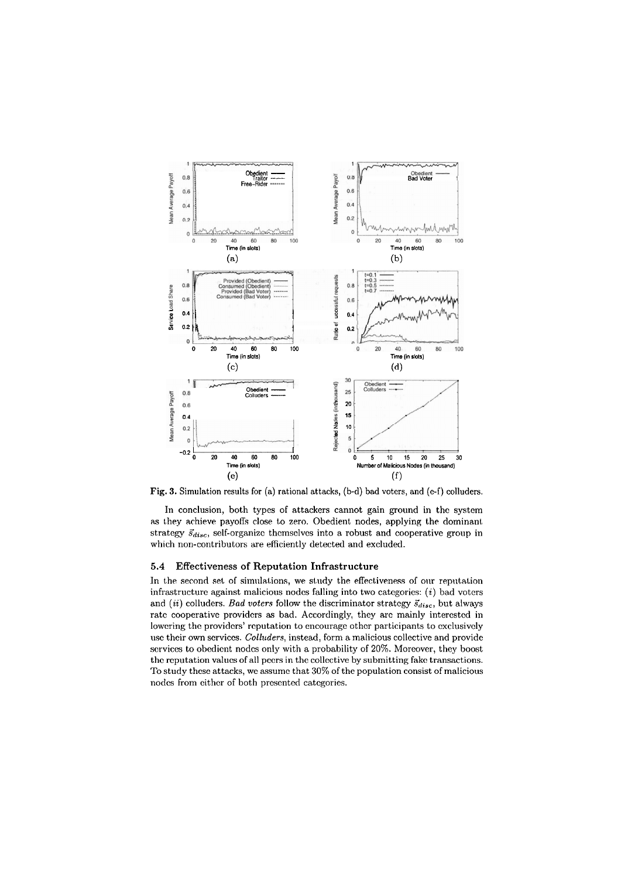Fig. 3. Simulation results for (a) rational attacks, (b-d) bad voters, and (e-f) colluders.

In conclusion, both types of attackers cannot gain ground in the system as they achieve payoffs close to zero. Obedient nodes, applying the dominant strategy $\vec{s}_{disc}$, self-organize themselves into a robust and cooperative group in which non-contributors are efficiently detected and excluded.

### 5.4 Effectiveness of Reputation Infrastructure

In the second set of simulations, we study the effectiveness of our reputation infrastructure against malicious nodes falling into two categories: (*i*) bad voters and (*ii*) colluders. *Bad voters* follow the discriminator strategy $\vec{s}_{disc}$, but always rate cooperative providers as bad. Accordingly, they are mainly interested in lowering the providers' reputation to encourage other participants to exclusively use their own services. *Colluders*, instead, form a malicious collective and provide services to obedient nodes only with a probability of 20%. Moreover, they boost the reputation values of all peers in the collective by submitting fake transactions. To study these attacks, we assume that 30% of the population consist of malicious nodes from either of both presented categories.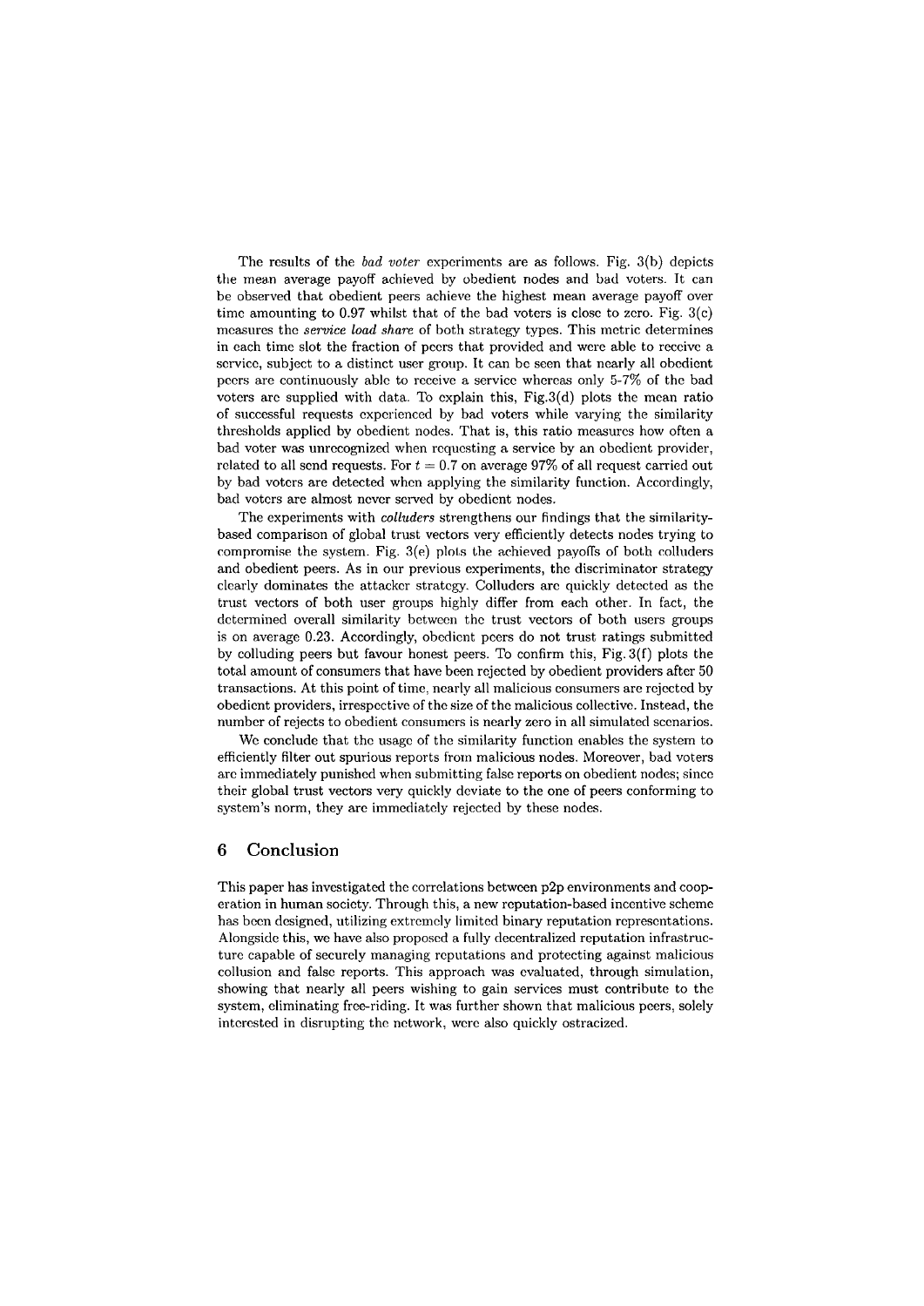The results of the *bad voter* experiments are as follows. Fig. 3(b) depicts the mean average payoff achieved by obedient nodes and bad voters. It can be observed that obedient peers achieve the highest mean average payoff over time amounting to 0.97 whilst that of the bad voters is close to zero. Fig. 3(c) measures the *service load share* of both strategy types. This metric determines in each time slot the fraction of peers that provided and were able to receive a service, subject to a distinct user group. It can be seen that nearly all obedient peers are continuously able to receive a service whereas only 5-7% of the bad voters are supplied with data. To explain this, Fig.3(d) plots the mean ratio of successful requests experienced by bad voters while varying the similarity thresholds applied by obedient nodes. That is, this ratio measures how often a bad voter was unrecognized when requesting a service by an obedient provider, related to all send requests. For $t = 0.7$ on average 97% of all request carried out by bad voters are detected when applying the similarity function. Accordingly, bad voters are almost never served by obedient nodes.

The experiments with *colluders* strengthens our findings that the similarity-based comparison of global trust vectors very efficiently detects nodes trying to compromise the system. Fig. 3(e) plots the achieved payoffs of both colluders and obedient peers. As in our previous experiments, the discriminator strategy clearly dominates the attacker strategy. Colluders are quickly detected as the trust vectors of both user groups highly differ from each other. In fact, the determined overall similarity between the trust vectors of both users groups is on average 0.23. Accordingly, obedient peers do not trust ratings submitted by colluding peers but favour honest peers. To confirm this, Fig. 3(f) plots the total amount of consumers that have been rejected by obedient providers after 50 transactions. At this point of time, nearly all malicious consumers are rejected by obedient providers, irrespective of the size of the malicious collective. Instead, the number of rejects to obedient consumers is nearly zero in all simulated scenarios.

We conclude that the usage of the similarity function enables the system to efficiently filter out spurious reports from malicious nodes. Moreover, bad voters are immediately punished when submitting false reports on obedient nodes; since their global trust vectors very quickly deviate to the one of peers conforming to system's norm, they are immediately rejected by these nodes.

## 6 Conclusion

This paper has investigated the correlations between p2p environments and cooperation in human society. Through this, a new reputation-based incentive scheme has been designed, utilizing extremely limited binary reputation representations. Alongside this, we have also proposed a fully decentralized reputation infrastructure capable of securely managing reputations and protecting against malicious collusion and false reports. This approach was evaluated, through simulation, showing that nearly all peers wishing to gain services must contribute to the system, eliminating free-riding. It was further shown that malicious peers, solely interested in disrupting the network, were also quickly ostracized.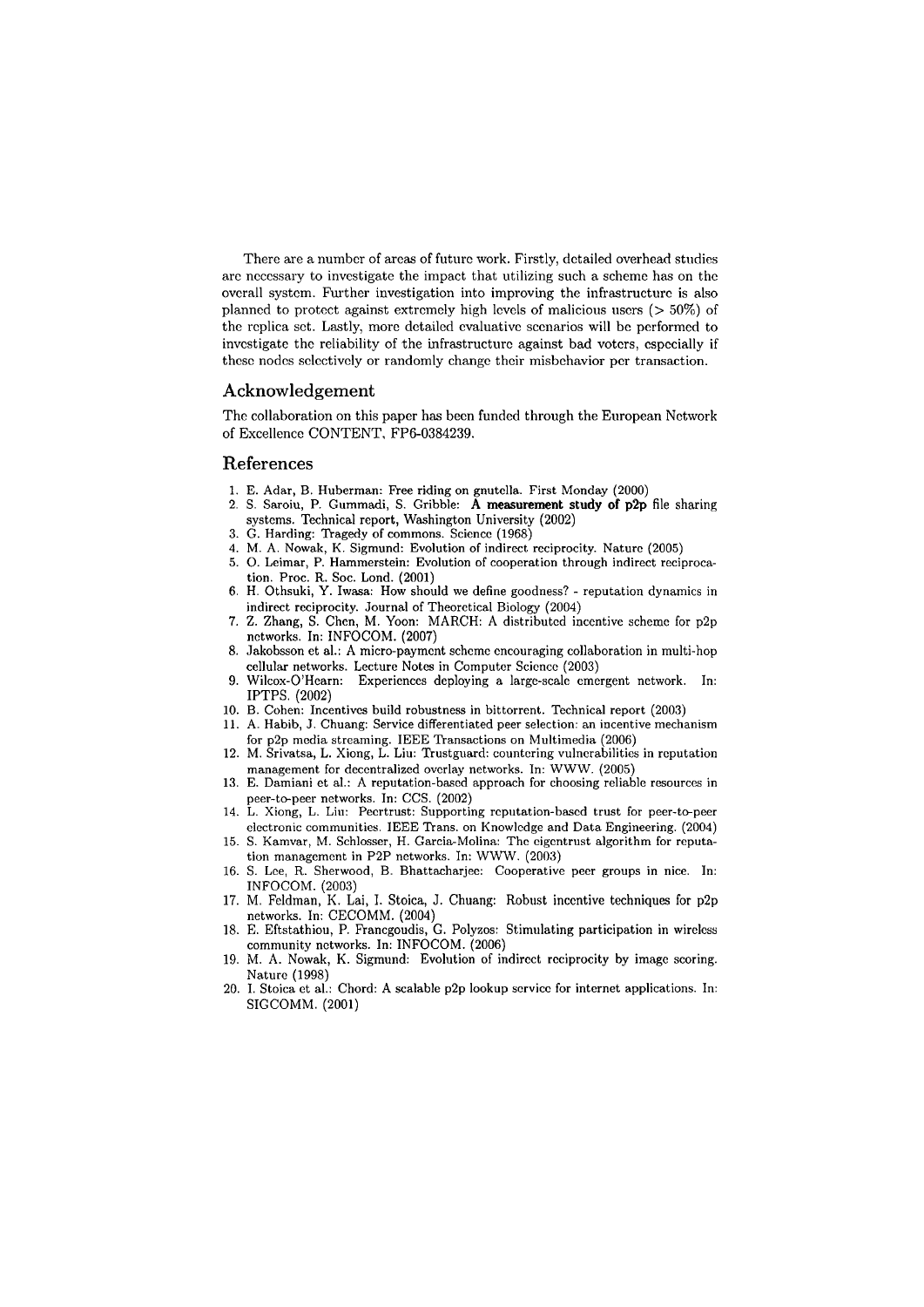There are a number of areas of future work. Firstly, detailed overhead studies are necessary to investigate the impact that utilizing such a scheme has on the overall system. Further investigation into improving the infrastructure is also planned to protect against extremely high levels of malicious users (> 50%) of the replica set. Lastly, more detailed evaluative scenarios will be performed to investigate the reliability of the infrastructure against bad voters, especially if these nodes selectively or randomly change their misbehavior per transaction.

## Acknowledgement

The collaboration on this paper has been funded through the European Network of Excellence CONTENT, FP6-0384239.

## References

1. E. Adar, B. Huberman: Free riding on gnutella. First Monday (2000)
2. S. Saroiu, P. Gummadi, S. Gribble: **A measurement study of p2p** file sharing systems. Technical report, Washington University (2002)
3. G. Harding: Tragedy of commons. Science (1968)
4. M. A. Nowak, K. Sigmund: Evolution of indirect reciprocity. Nature (2005)
5. O. Leimar, P. Hammerstein: Evolution of cooperation through indirect reciprocation. Proc. R. Soc. Lond. (2001)
6. H. Othsuki, Y. Iwasa: How should we define goodness? - reputation dynamics in indirect reciprocity. Journal of Theoretical Biology (2004)
7. Z. Zhang, S. Chen, M. Yoon: MARCH: A distributed incentive scheme for p2p networks. In: INFOCOM. (2007)
8. Jakobsson et al.: A micro-payment scheme encouraging collaboration in multi-hop cellular networks. Lecture Notes in Computer Science (2003)
9. Wilcox-O'Hearn: Experiences deploying a large-scale emergent network. In: IPTPS. (2002)
10. B. Cohen: Incentives build robustness in bittorrent. Technical report (2003)
11. A. Habib, J. Chuang: Service differentiated peer selection: an incentive mechanism for p2p media streaming. IEEE Transactions on Multimedia (2006)
12. M. Srivatsa, L. Xiong, L. Liu: Trustguard: countering vulnerabilities in reputation management for decentralized overlay networks. In: WWW. (2005)
13. E. Damiani et al.: A reputation-based approach for choosing reliable resources in peer-to-peer networks. In: CCS. (2002)
14. L. Xiong, L. Liu: Peertrust: Supporting reputation-based trust for peer-to-peer electronic communities. IEEE Trans. on Knowledge and Data Engineering. (2004)
15. S. Kamvar, M. Schlosser, H. Garcia-Molina: The eigentrust algorithm for reputation management in P2P networks. In: WWW. (2003)
16. S. Lee, R. Sherwood, B. Bhattacharjee: Cooperative peer groups in nice. In: INFOCOM. (2003)
17. M. Feldman, K. Lai, I. Stoica, J. Chuang: Robust incentive techniques for p2p networks. In: CECOMM. (2004)
18. E. Eftstathiou, P. Francgoudis, G. Polyzos: Stimulating participation in wireless community networks. In: INFOCOM. (2006)
19. M. A. Nowak, K. Sigmund: Evolution of indirect reciprocity by image scoring. Nature (1998)
20. I. Stoica et al.: Chord: A scalable p2p lookup service for internet applications. In: SIGCOMM. (2001)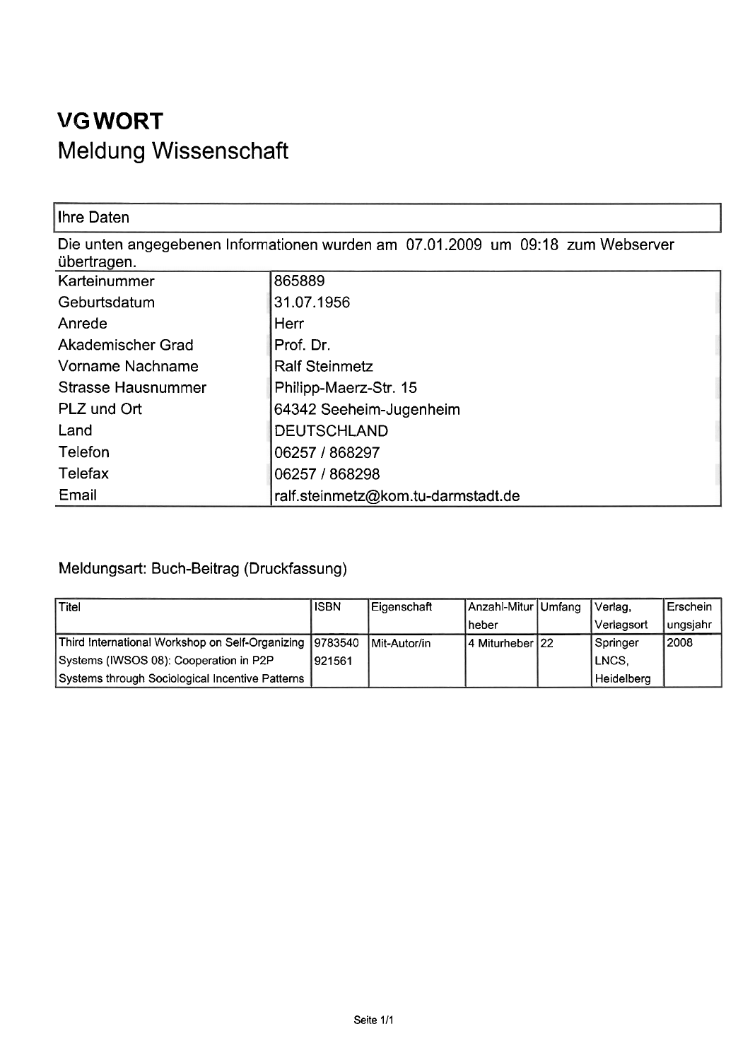# VG WORT

## Meldung Wissenschaft

| Ihre Daten | |
|---|---|

Die unten angegebenen Informationen wurden am 07.01.2009 um 09:18 zum Webserver übertragen.

| | |
|---|---|
| Karteinummer | 865889 |
| Geburtsdatum | 31.07.1956 |
| Anrede | Herr |
| Akademischer Grad | Prof. Dr. |
| Vorname Nachname | Ralf Steinmetz |
| Strasse Hausnummer | Philipp-Maerz-Str. 15 |
| PLZ und Ort | 64342 Seeheim-Jugenheim |
| Land | DEUTSCHLAND |
| Telefon | 06257 / 868297 |
| Telefax | 06257 / 868298 |
| Email | ralf.steinmetz@kom.tu-darmstadt.de |

Meldungsart: Buch-Beitrag (Druckfassung)

| Titel | ISBN | Eigenschaft | Anzahl-Miturheber | Umfang | Verlag, Verlagsort | Erscheinungsjahr |
|---|---|---|---|---|---|---|
| Third International Workshop on Self-Organizing Systems (IWSOS 08): Cooperation in P2P Systems through Sociological Incentive Patterns | 9783540921561 | Mit-Autor/in | 4 Miturheber | 22 | Springer LNCS, Heidelberg | 2008 |